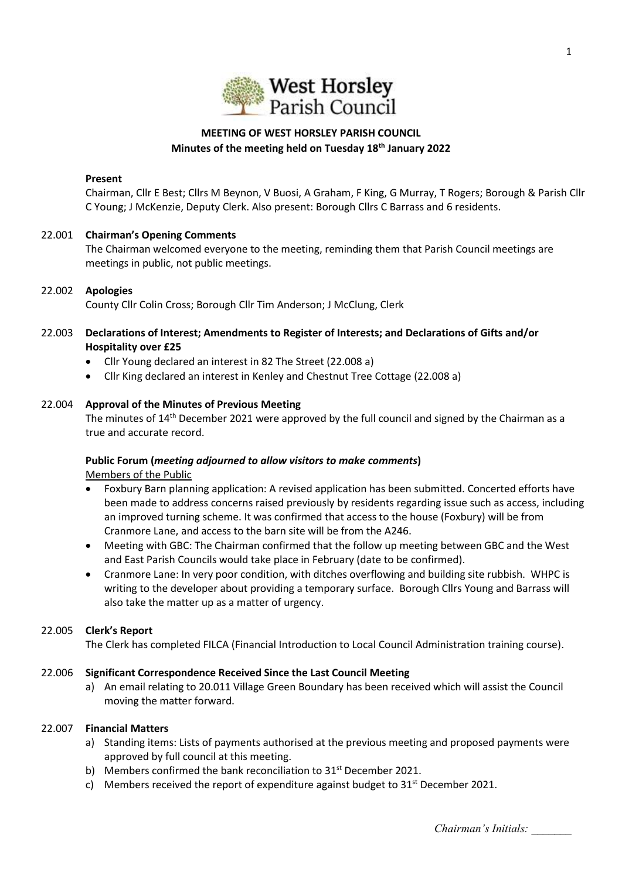West Horsley Parish Council

# MEETING OF WEST HORSLEY PARISH COUNCIL

## Minutes of the meeting held on Tuesday 18th January 2022

**Present**

Chairman, Cllr E Best; Cllrs M Beynon, V Buosi, A Graham, F King, G Murray, T Rogers; Borough & Parish Cllr C Young; J McKenzie, Deputy Clerk. Also present: Borough Cllrs C Barrass and 6 residents.

22.001 **Chairman's Opening Comments**

The Chairman welcomed everyone to the meeting, reminding them that Parish Council meetings are meetings in public, not public meetings.

22.002 **Apologies**

County Cllr Colin Cross; Borough Cllr Tim Anderson; J McClung, Clerk

22.003 **Declarations of Interest; Amendments to Register of Interests; and Declarations of Gifts and/or Hospitality over £25**

- Cllr Young declared an interest in 82 The Street (22.008 a)
- Cllr King declared an interest in Kenley and Chestnut Tree Cottage (22.008 a)

22.004 **Approval of the Minutes of Previous Meeting**

The minutes of 14th December 2021 were approved by the full council and signed by the Chairman as a true and accurate record.

**Public Forum (*meeting adjourned to allow visitors to make comments*)**

Members of the Public

- Foxbury Barn planning application: A revised application has been submitted. Concerted efforts have been made to address concerns raised previously by residents regarding issue such as access, including an improved turning scheme. It was confirmed that access to the house (Foxbury) will be from Cranmore Lane, and access to the barn site will be from the A246.
- Meeting with GBC: The Chairman confirmed that the follow up meeting between GBC and the West and East Parish Councils would take place in February (date to be confirmed).
- Cranmore Lane: In very poor condition, with ditches overflowing and building site rubbish. WHPC is writing to the developer about providing a temporary surface. Borough Cllrs Young and Barrass will also take the matter up as a matter of urgency.

22.005 **Clerk's Report**

The Clerk has completed FILCA (Financial Introduction to Local Council Administration training course).

22.006 **Significant Correspondence Received Since the Last Council Meeting**

a) An email relating to 20.011 Village Green Boundary has been received which will assist the Council moving the matter forward.

22.007 **Financial Matters**

a) Standing items: Lists of payments authorised at the previous meeting and proposed payments were approved by full council at this meeting.
b) Members confirmed the bank reconciliation to 31st December 2021.
c) Members received the report of expenditure against budget to 31st December 2021.

*Chairman's Initials: _______*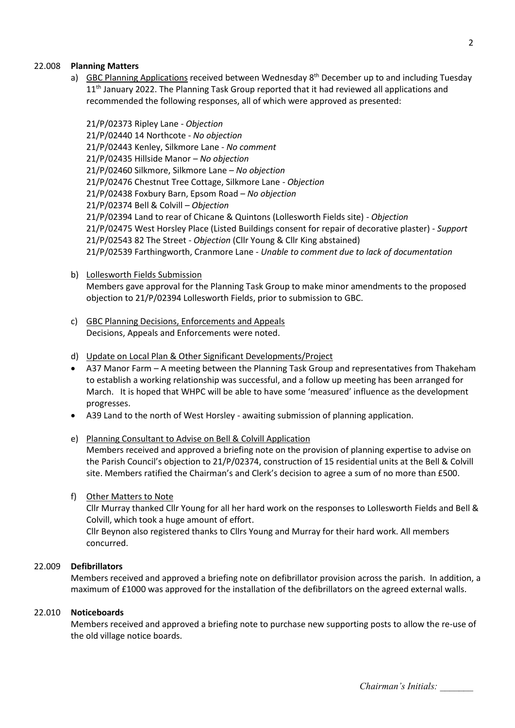## 22.008 **Planning Matters**

a) GBC Planning Applications received between Wednesday 8th December up to and including Tuesday 11th January 2022. The Planning Task Group reported that it had reviewed all applications and recommended the following responses, all of which were approved as presented:

21/P/02373 Ripley Lane - *Objection*
21/P/02440 14 Northcote - *No objection*
21/P/02443 Kenley, Silkmore Lane - *No comment*
21/P/02435 Hillside Manor – *No objection*
21/P/02460 Silkmore, Silkmore Lane – *No objection*
21/P/02476 Chestnut Tree Cottage, Silkmore Lane - *Objection*
21/P/02438 Foxbury Barn, Epsom Road – *No objection*
21/P/02374 Bell & Colvill – *Objection*
21/P/02394 Land to rear of Chicane & Quintons (Lollesworth Fields site) - *Objection*
21/P/02475 West Horsley Place (Listed Buildings consent for repair of decorative plaster) - *Support*
21/P/02543 82 The Street - *Objection* (Cllr Young & Cllr King abstained)
21/P/02539 Farthingworth, Cranmore Lane - *Unable to comment due to lack of documentation*

b) Lollesworth Fields Submission
Members gave approval for the Planning Task Group to make minor amendments to the proposed objection to 21/P/02394 Lollesworth Fields, prior to submission to GBC.

c) GBC Planning Decisions, Enforcements and Appeals
Decisions, Appeals and Enforcements were noted.

d) Update on Local Plan & Other Significant Developments/Project

- A37 Manor Farm – A meeting between the Planning Task Group and representatives from Thakeham to establish a working relationship was successful, and a follow up meeting has been arranged for March. It is hoped that WHPC will be able to have some 'measured' influence as the development progresses.
- A39 Land to the north of West Horsley - awaiting submission of planning application.

e) Planning Consultant to Advise on Bell & Colvill Application
Members received and approved a briefing note on the provision of planning expertise to advise on the Parish Council's objection to 21/P/02374, construction of 15 residential units at the Bell & Colvill site. Members ratified the Chairman's and Clerk's decision to agree a sum of no more than £500.

f) Other Matters to Note
Cllr Murray thanked Cllr Young for all her hard work on the responses to Lollesworth Fields and Bell & Colvill, which took a huge amount of effort.
Cllr Beynon also registered thanks to Cllrs Young and Murray for their hard work. All members concurred.

## 22.009 **Defibrillators**

Members received and approved a briefing note on defibrillator provision across the parish. In addition, a maximum of £1000 was approved for the installation of the defibrillators on the agreed external walls.

## 22.010 **Noticeboards**

Members received and approved a briefing note to purchase new supporting posts to allow the re-use of the old village notice boards.

*Chairman's Initials: _______*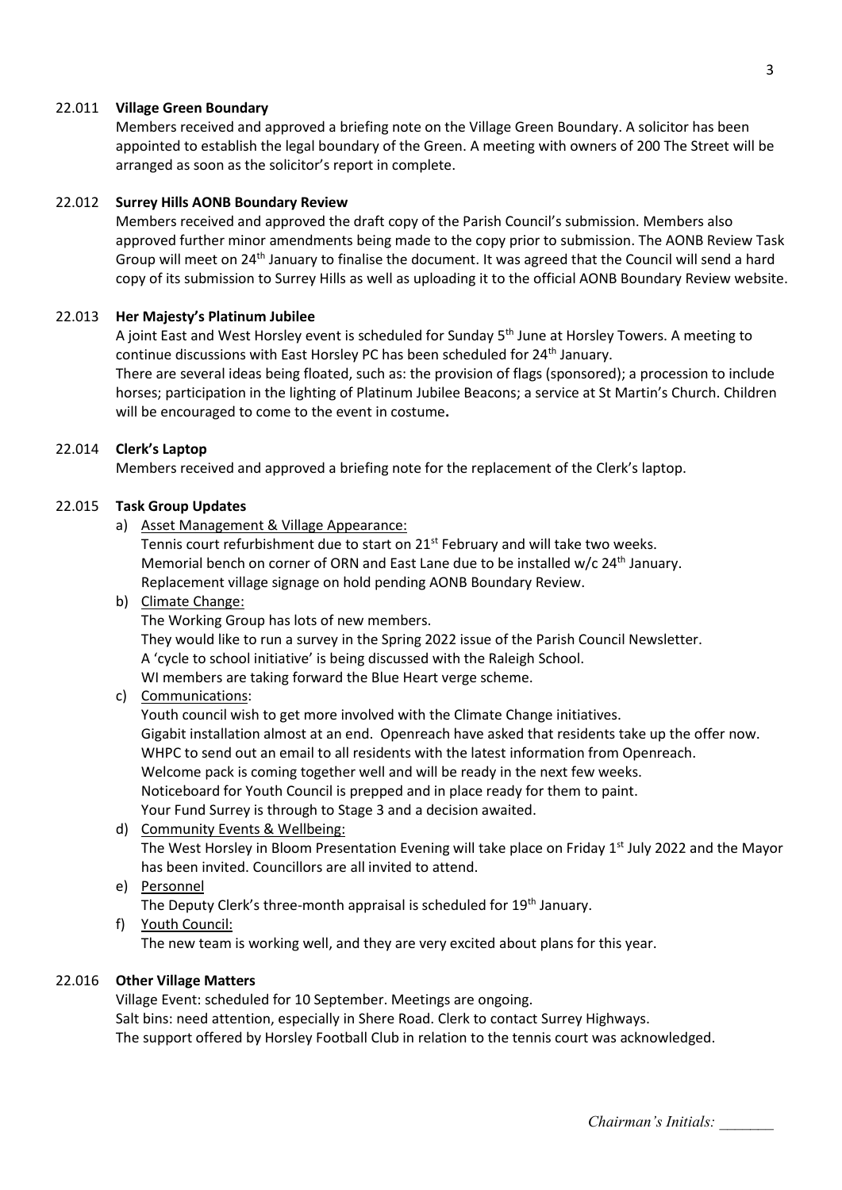### 22.011 **Village Green Boundary**

Members received and approved a briefing note on the Village Green Boundary. A solicitor has been appointed to establish the legal boundary of the Green. A meeting with owners of 200 The Street will be arranged as soon as the solicitor's report in complete.

### 22.012 **Surrey Hills AONB Boundary Review**

Members received and approved the draft copy of the Parish Council's submission. Members also approved further minor amendments being made to the copy prior to submission. The AONB Review Task Group will meet on 24th January to finalise the document. It was agreed that the Council will send a hard copy of its submission to Surrey Hills as well as uploading it to the official AONB Boundary Review website.

### 22.013 **Her Majesty's Platinum Jubilee**

A joint East and West Horsley event is scheduled for Sunday 5th June at Horsley Towers. A meeting to continue discussions with East Horsley PC has been scheduled for 24th January.

There are several ideas being floated, such as: the provision of flags (sponsored); a procession to include horses; participation in the lighting of Platinum Jubilee Beacons; a service at St Martin's Church. Children will be encouraged to come to the event in costume**.**

### 22.014 **Clerk's Laptop**

Members received and approved a briefing note for the replacement of the Clerk's laptop.

### 22.015 **Task Group Updates**

a) Asset Management & Village Appearance:
   Tennis court refurbishment due to start on 21st February and will take two weeks.
   Memorial bench on corner of ORN and East Lane due to be installed w/c 24th January.
   Replacement village signage on hold pending AONB Boundary Review.

b) Climate Change:
   The Working Group has lots of new members.
   They would like to run a survey in the Spring 2022 issue of the Parish Council Newsletter.
   A 'cycle to school initiative' is being discussed with the Raleigh School.
   WI members are taking forward the Blue Heart verge scheme.

c) Communications:
   Youth council wish to get more involved with the Climate Change initiatives.
   Gigabit installation almost at an end. Openreach have asked that residents take up the offer now.
   WHPC to send out an email to all residents with the latest information from Openreach.
   Welcome pack is coming together well and will be ready in the next few weeks.
   Noticeboard for Youth Council is prepped and in place ready for them to paint.
   Your Fund Surrey is through to Stage 3 and a decision awaited.

d) Community Events & Wellbeing:
   The West Horsley in Bloom Presentation Evening will take place on Friday 1st July 2022 and the Mayor has been invited. Councillors are all invited to attend.

e) Personnel
   The Deputy Clerk's three-month appraisal is scheduled for 19th January.

f) Youth Council:
   The new team is working well, and they are very excited about plans for this year.

### 22.016 **Other Village Matters**

Village Event: scheduled for 10 September. Meetings are ongoing.
Salt bins: need attention, especially in Shere Road. Clerk to contact Surrey Highways.
The support offered by Horsley Football Club in relation to the tennis court was acknowledged.

*Chairman's Initials: \_\_\_\_\_\_\_*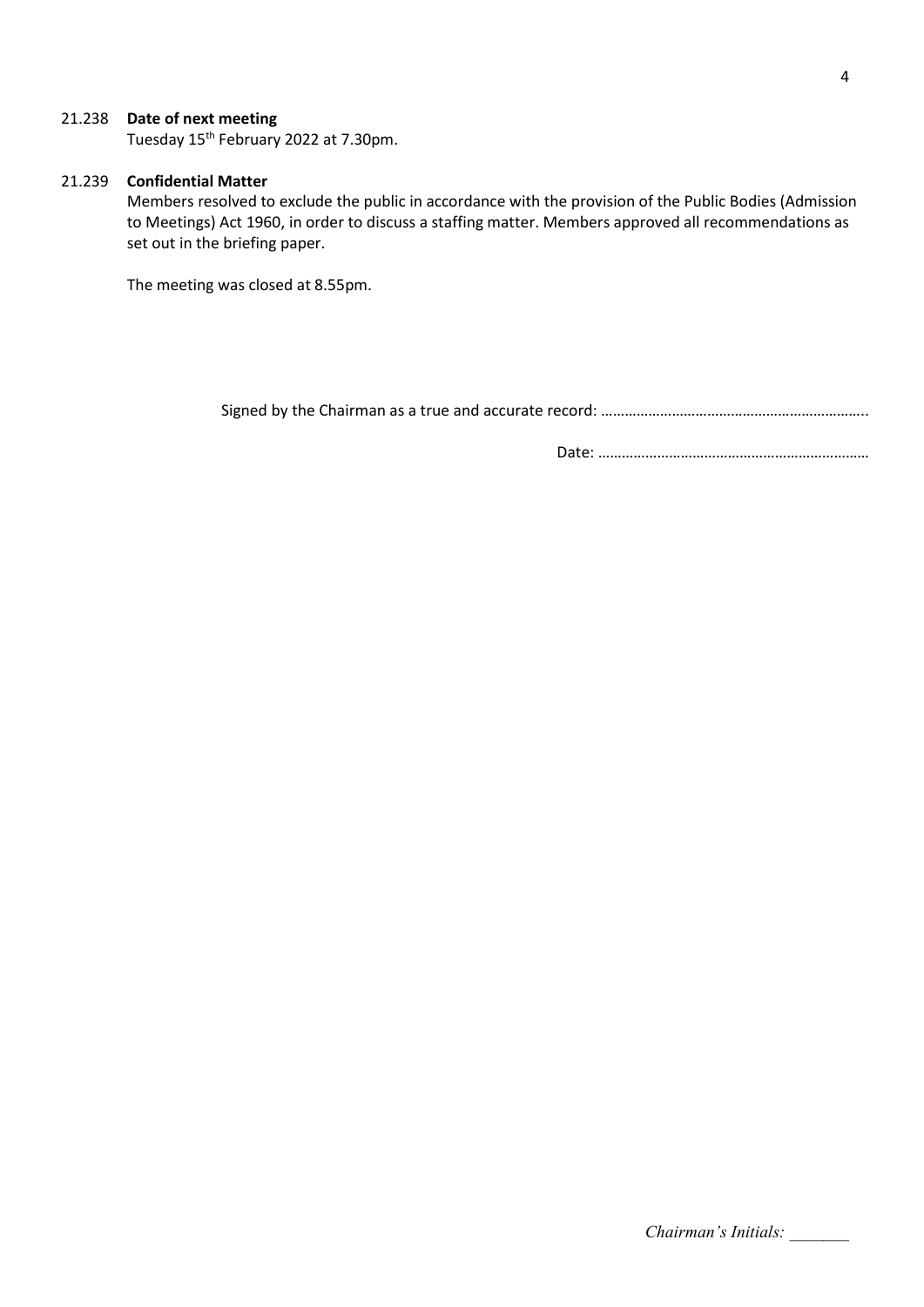21.238 **Date of next meeting**

Tuesday 15th February 2022 at 7.30pm.

21.239 **Confidential Matter**

Members resolved to exclude the public in accordance with the provision of the Public Bodies (Admission to Meetings) Act 1960, in order to discuss a staffing matter. Members approved all recommendations as set out in the briefing paper.

The meeting was closed at 8.55pm.

Signed by the Chairman as a true and accurate record: …………………………………………………………..

Date: ……………………………………………………………

*Chairman's Initials: _______*